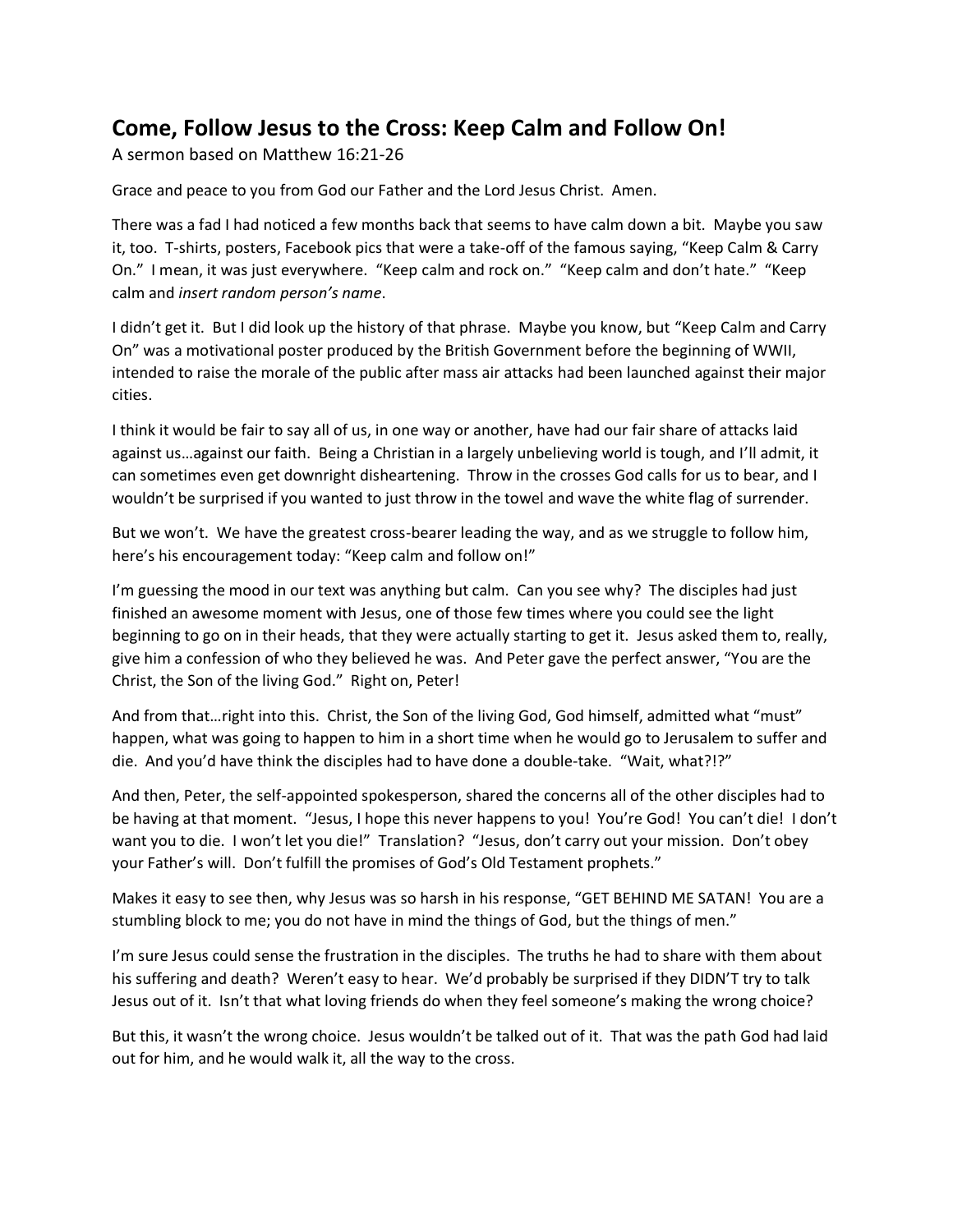## Come, Follow Jesus to the Cross: Keep Calm and Follow On!

A sermon based on Matthew 16:21-26

Grace and peace to you from God our Father and the Lord Jesus Christ. Amen.

There was a fad I had noticed a few months back that seems to have calm down a bit. Maybe you saw it, too. T-shirts, posters, Facebook pics that were a take-off of the famous saying, "Keep Calm & Carry On." I mean, it was just everywhere. "Keep calm and rock on." "Keep calm and don't hate." "Keep calm and *insert random person's name*.

I didn't get it. But I did look up the history of that phrase. Maybe you know, but "Keep Calm and Carry On" was a motivational poster produced by the British Government before the beginning of WWII, intended to raise the morale of the public after mass air attacks had been launched against their major cities.

I think it would be fair to say all of us, in one way or another, have had our fair share of attacks laid against us…against our faith. Being a Christian in a largely unbelieving world is tough, and I'll admit, it can sometimes even get downright disheartening. Throw in the crosses God calls for us to bear, and I wouldn't be surprised if you wanted to just throw in the towel and wave the white flag of surrender.

But we won't. We have the greatest cross-bearer leading the way, and as we struggle to follow him, here's his encouragement today: "Keep calm and follow on!"

I'm guessing the mood in our text was anything but calm. Can you see why? The disciples had just finished an awesome moment with Jesus, one of those few times where you could see the light beginning to go on in their heads, that they were actually starting to get it. Jesus asked them to, really, give him a confession of who they believed he was. And Peter gave the perfect answer, "You are the Christ, the Son of the living God." Right on, Peter!

And from that…right into this. Christ, the Son of the living God, God himself, admitted what "must" happen, what was going to happen to him in a short time when he would go to Jerusalem to suffer and die. And you'd have think the disciples had to have done a double-take. "Wait, what?!?"

And then, Peter, the self-appointed spokesperson, shared the concerns all of the other disciples had to be having at that moment. "Jesus, I hope this never happens to you! You're God! You can't die! I don't want you to die. I won't let you die!" Translation? "Jesus, don't carry out your mission. Don't obey your Father's will. Don't fulfill the promises of God's Old Testament prophets."

Makes it easy to see then, why Jesus was so harsh in his response, "GET BEHIND ME SATAN! You are a stumbling block to me; you do not have in mind the things of God, but the things of men."

I'm sure Jesus could sense the frustration in the disciples. The truths he had to share with them about his suffering and death? Weren't easy to hear. We'd probably be surprised if they DIDN'T try to talk Jesus out of it. Isn't that what loving friends do when they feel someone's making the wrong choice?

But this, it wasn't the wrong choice. Jesus wouldn't be talked out of it. That was the path God had laid out for him, and he would walk it, all the way to the cross.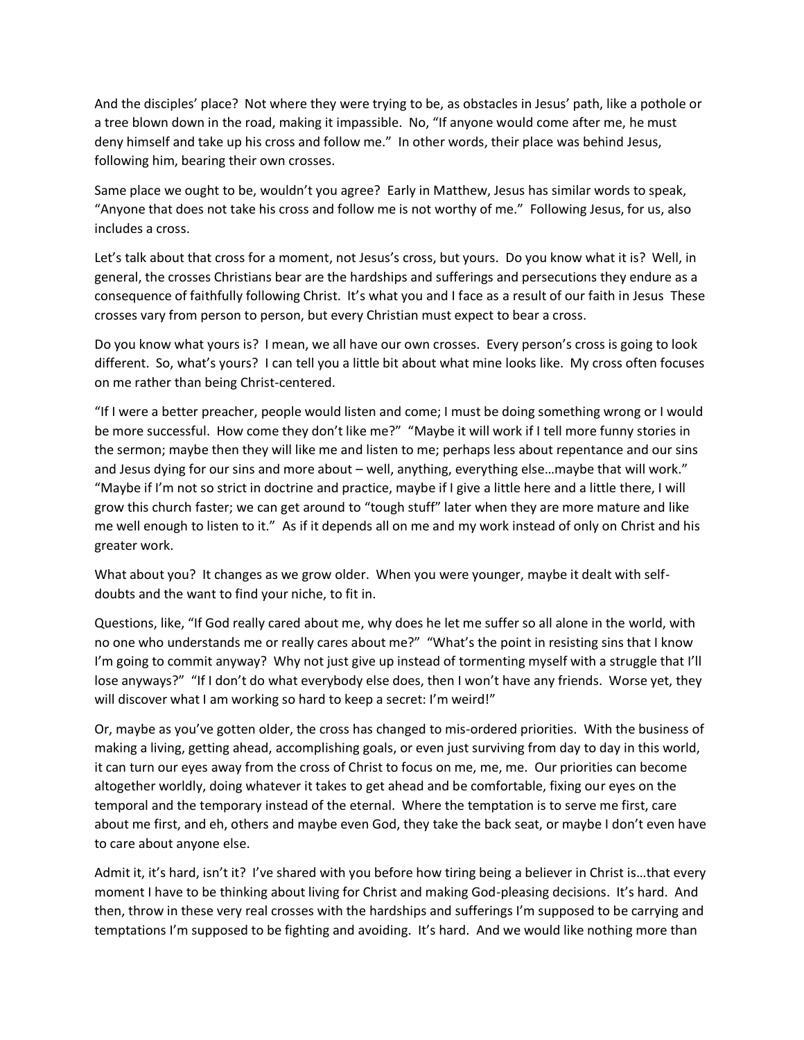And the disciples' place? Not where they were trying to be, as obstacles in Jesus' path, like a pothole or a tree blown down in the road, making it impassible. No, "If anyone would come after me, he must deny himself and take up his cross and follow me." In other words, their place was behind Jesus, following him, bearing their own crosses.

Same place we ought to be, wouldn't you agree? Early in Matthew, Jesus has similar words to speak, "Anyone that does not take his cross and follow me is not worthy of me." Following Jesus, for us, also includes a cross.

Let's talk about that cross for a moment, not Jesus's cross, but yours. Do you know what it is? Well, in general, the crosses Christians bear are the hardships and sufferings and persecutions they endure as a consequence of faithfully following Christ. It's what you and I face as a result of our faith in Jesus These crosses vary from person to person, but every Christian must expect to bear a cross.

Do you know what yours is? I mean, we all have our own crosses. Every person's cross is going to look different. So, what's yours? I can tell you a little bit about what mine looks like. My cross often focuses on me rather than being Christ-centered.

"If I were a better preacher, people would listen and come; I must be doing something wrong or I would be more successful. How come they don't like me?" "Maybe it will work if I tell more funny stories in the sermon; maybe then they will like me and listen to me; perhaps less about repentance and our sins and Jesus dying for our sins and more about – well, anything, everything else…maybe that will work." "Maybe if I'm not so strict in doctrine and practice, maybe if I give a little here and a little there, I will grow this church faster; we can get around to "tough stuff" later when they are more mature and like me well enough to listen to it." As if it depends all on me and my work instead of only on Christ and his greater work.

What about you? It changes as we grow older. When you were younger, maybe it dealt with self-doubts and the want to find your niche, to fit in.

Questions, like, "If God really cared about me, why does he let me suffer so all alone in the world, with no one who understands me or really cares about me?" "What's the point in resisting sins that I know I'm going to commit anyway? Why not just give up instead of tormenting myself with a struggle that I'll lose anyways?" "If I don't do what everybody else does, then I won't have any friends. Worse yet, they will discover what I am working so hard to keep a secret: I'm weird!"

Or, maybe as you've gotten older, the cross has changed to mis-ordered priorities. With the business of making a living, getting ahead, accomplishing goals, or even just surviving from day to day in this world, it can turn our eyes away from the cross of Christ to focus on me, me, me. Our priorities can become altogether worldly, doing whatever it takes to get ahead and be comfortable, fixing our eyes on the temporal and the temporary instead of the eternal. Where the temptation is to serve me first, care about me first, and eh, others and maybe even God, they take the back seat, or maybe I don't even have to care about anyone else.

Admit it, it's hard, isn't it? I've shared with you before how tiring being a believer in Christ is…that every moment I have to be thinking about living for Christ and making God-pleasing decisions. It's hard. And then, throw in these very real crosses with the hardships and sufferings I'm supposed to be carrying and temptations I'm supposed to be fighting and avoiding. It's hard. And we would like nothing more than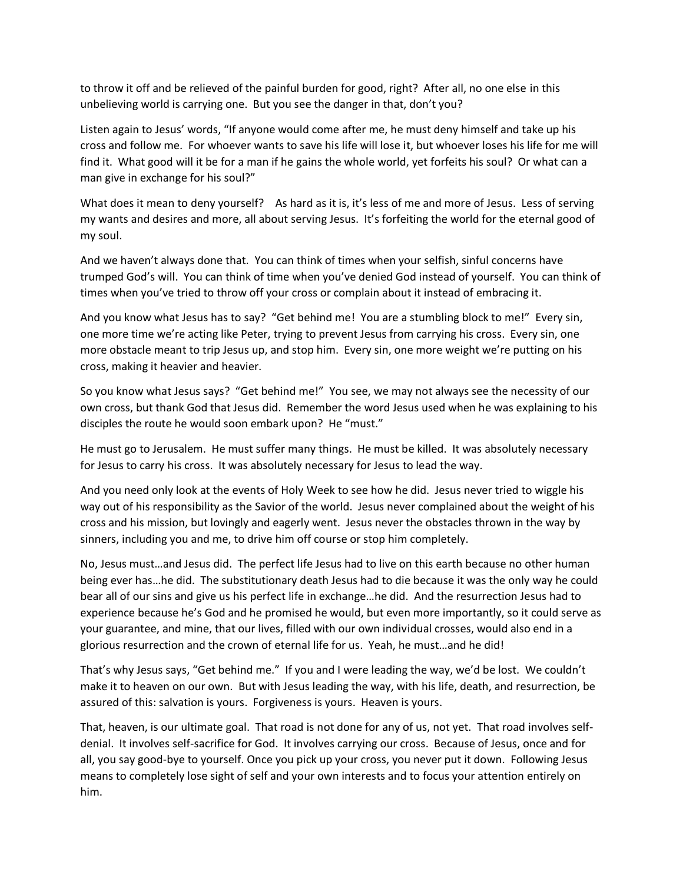to throw it off and be relieved of the painful burden for good, right? After all, no one else in this unbelieving world is carrying one. But you see the danger in that, don't you?

Listen again to Jesus' words, "If anyone would come after me, he must deny himself and take up his cross and follow me. For whoever wants to save his life will lose it, but whoever loses his life for me will find it. What good will it be for a man if he gains the whole world, yet forfeits his soul? Or what can a man give in exchange for his soul?"

What does it mean to deny yourself? As hard as it is, it's less of me and more of Jesus. Less of serving my wants and desires and more, all about serving Jesus. It's forfeiting the world for the eternal good of my soul.

And we haven't always done that. You can think of times when your selfish, sinful concerns have trumped God's will. You can think of time when you've denied God instead of yourself. You can think of times when you've tried to throw off your cross or complain about it instead of embracing it.

And you know what Jesus has to say? "Get behind me! You are a stumbling block to me!" Every sin, one more time we're acting like Peter, trying to prevent Jesus from carrying his cross. Every sin, one more obstacle meant to trip Jesus up, and stop him. Every sin, one more weight we're putting on his cross, making it heavier and heavier.

So you know what Jesus says? "Get behind me!" You see, we may not always see the necessity of our own cross, but thank God that Jesus did. Remember the word Jesus used when he was explaining to his disciples the route he would soon embark upon? He "must."

He must go to Jerusalem. He must suffer many things. He must be killed. It was absolutely necessary for Jesus to carry his cross. It was absolutely necessary for Jesus to lead the way.

And you need only look at the events of Holy Week to see how he did. Jesus never tried to wiggle his way out of his responsibility as the Savior of the world. Jesus never complained about the weight of his cross and his mission, but lovingly and eagerly went. Jesus never the obstacles thrown in the way by sinners, including you and me, to drive him off course or stop him completely.

No, Jesus must…and Jesus did. The perfect life Jesus had to live on this earth because no other human being ever has…he did. The substitutionary death Jesus had to die because it was the only way he could bear all of our sins and give us his perfect life in exchange…he did. And the resurrection Jesus had to experience because he's God and he promised he would, but even more importantly, so it could serve as your guarantee, and mine, that our lives, filled with our own individual crosses, would also end in a glorious resurrection and the crown of eternal life for us. Yeah, he must…and he did!

That's why Jesus says, "Get behind me." If you and I were leading the way, we'd be lost. We couldn't make it to heaven on our own. But with Jesus leading the way, with his life, death, and resurrection, be assured of this: salvation is yours. Forgiveness is yours. Heaven is yours.

That, heaven, is our ultimate goal. That road is not done for any of us, not yet. That road involves self-denial. It involves self-sacrifice for God. It involves carrying our cross. Because of Jesus, once and for all, you say good-bye to yourself. Once you pick up your cross, you never put it down. Following Jesus means to completely lose sight of self and your own interests and to focus your attention entirely on him.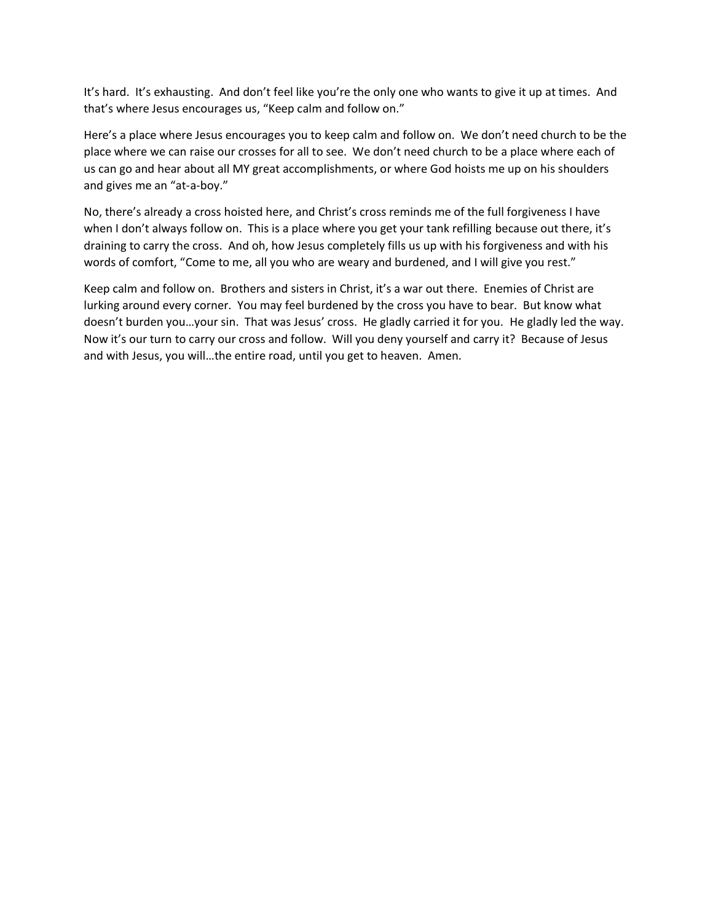It's hard. It's exhausting. And don't feel like you're the only one who wants to give it up at times. And that's where Jesus encourages us, "Keep calm and follow on."

Here's a place where Jesus encourages you to keep calm and follow on. We don't need church to be the place where we can raise our crosses for all to see. We don't need church to be a place where each of us can go and hear about all MY great accomplishments, or where God hoists me up on his shoulders and gives me an "at-a-boy."

No, there's already a cross hoisted here, and Christ's cross reminds me of the full forgiveness I have when I don't always follow on. This is a place where you get your tank refilling because out there, it's draining to carry the cross. And oh, how Jesus completely fills us up with his forgiveness and with his words of comfort, "Come to me, all you who are weary and burdened, and I will give you rest."

Keep calm and follow on. Brothers and sisters in Christ, it's a war out there. Enemies of Christ are lurking around every corner. You may feel burdened by the cross you have to bear. But know what doesn't burden you…your sin. That was Jesus' cross. He gladly carried it for you. He gladly led the way. Now it's our turn to carry our cross and follow. Will you deny yourself and carry it? Because of Jesus and with Jesus, you will…the entire road, until you get to heaven. Amen.